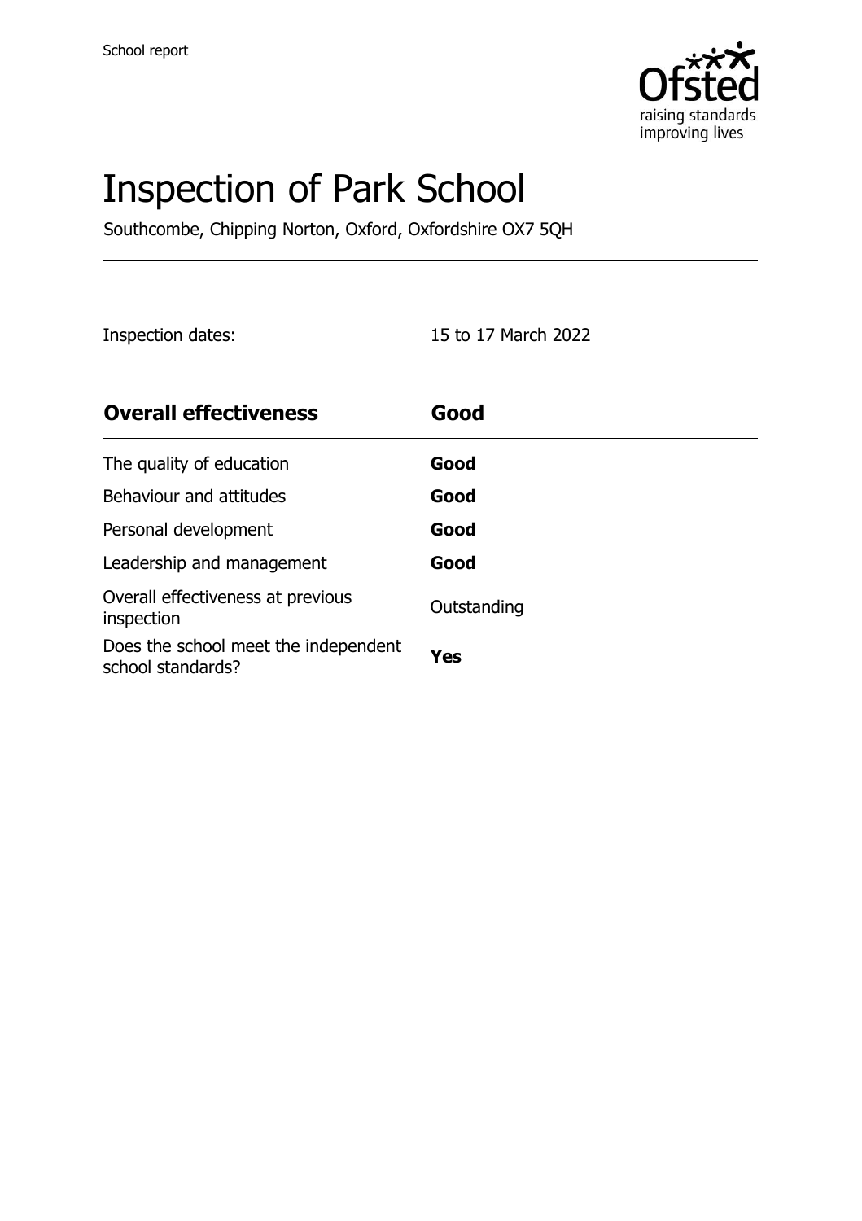School report

# Inspection of Park School

Southcombe, Chipping Norton, Oxford, Oxfordshire OX7 5QH

Inspection dates: 15 to 17 March 2022

| **Overall effectiveness** | **Good** |
| --- | --- |
| The quality of education | **Good** |
| Behaviour and attitudes | **Good** |
| Personal development | **Good** |
| Leadership and management | **Good** |
| Overall effectiveness at previous inspection | Outstanding |
| Does the school meet the independent school standards? | **Yes** |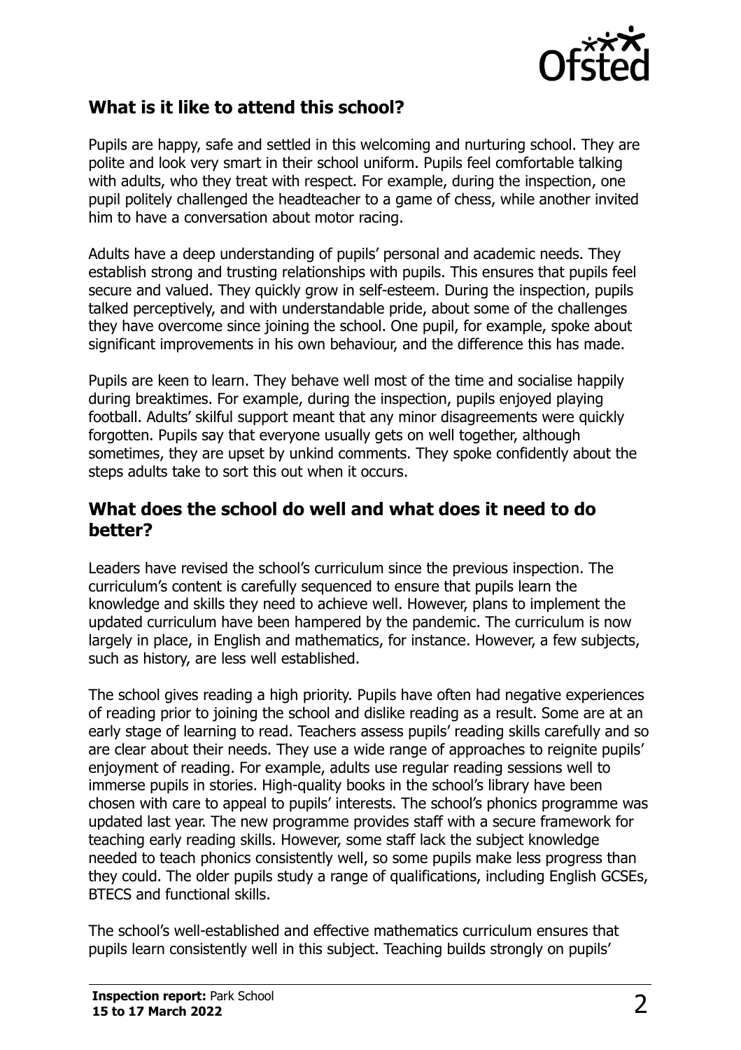## What is it like to attend this school?

Pupils are happy, safe and settled in this welcoming and nurturing school. They are polite and look very smart in their school uniform. Pupils feel comfortable talking with adults, who they treat with respect. For example, during the inspection, one pupil politely challenged the headteacher to a game of chess, while another invited him to have a conversation about motor racing.

Adults have a deep understanding of pupils' personal and academic needs. They establish strong and trusting relationships with pupils. This ensures that pupils feel secure and valued. They quickly grow in self-esteem. During the inspection, pupils talked perceptively, and with understandable pride, about some of the challenges they have overcome since joining the school. One pupil, for example, spoke about significant improvements in his own behaviour, and the difference this has made.

Pupils are keen to learn. They behave well most of the time and socialise happily during breaktimes. For example, during the inspection, pupils enjoyed playing football. Adults' skilful support meant that any minor disagreements were quickly forgotten. Pupils say that everyone usually gets on well together, although sometimes, they are upset by unkind comments. They spoke confidently about the steps adults take to sort this out when it occurs.

## What does the school do well and what does it need to do better?

Leaders have revised the school's curriculum since the previous inspection. The curriculum's content is carefully sequenced to ensure that pupils learn the knowledge and skills they need to achieve well. However, plans to implement the updated curriculum have been hampered by the pandemic. The curriculum is now largely in place, in English and mathematics, for instance. However, a few subjects, such as history, are less well established.

The school gives reading a high priority. Pupils have often had negative experiences of reading prior to joining the school and dislike reading as a result. Some are at an early stage of learning to read. Teachers assess pupils' reading skills carefully and so are clear about their needs. They use a wide range of approaches to reignite pupils' enjoyment of reading. For example, adults use regular reading sessions well to immerse pupils in stories. High-quality books in the school's library have been chosen with care to appeal to pupils' interests. The school's phonics programme was updated last year. The new programme provides staff with a secure framework for teaching early reading skills. However, some staff lack the subject knowledge needed to teach phonics consistently well, so some pupils make less progress than they could. The older pupils study a range of qualifications, including English GCSEs, BTECS and functional skills.

The school's well-established and effective mathematics curriculum ensures that pupils learn consistently well in this subject. Teaching builds strongly on pupils'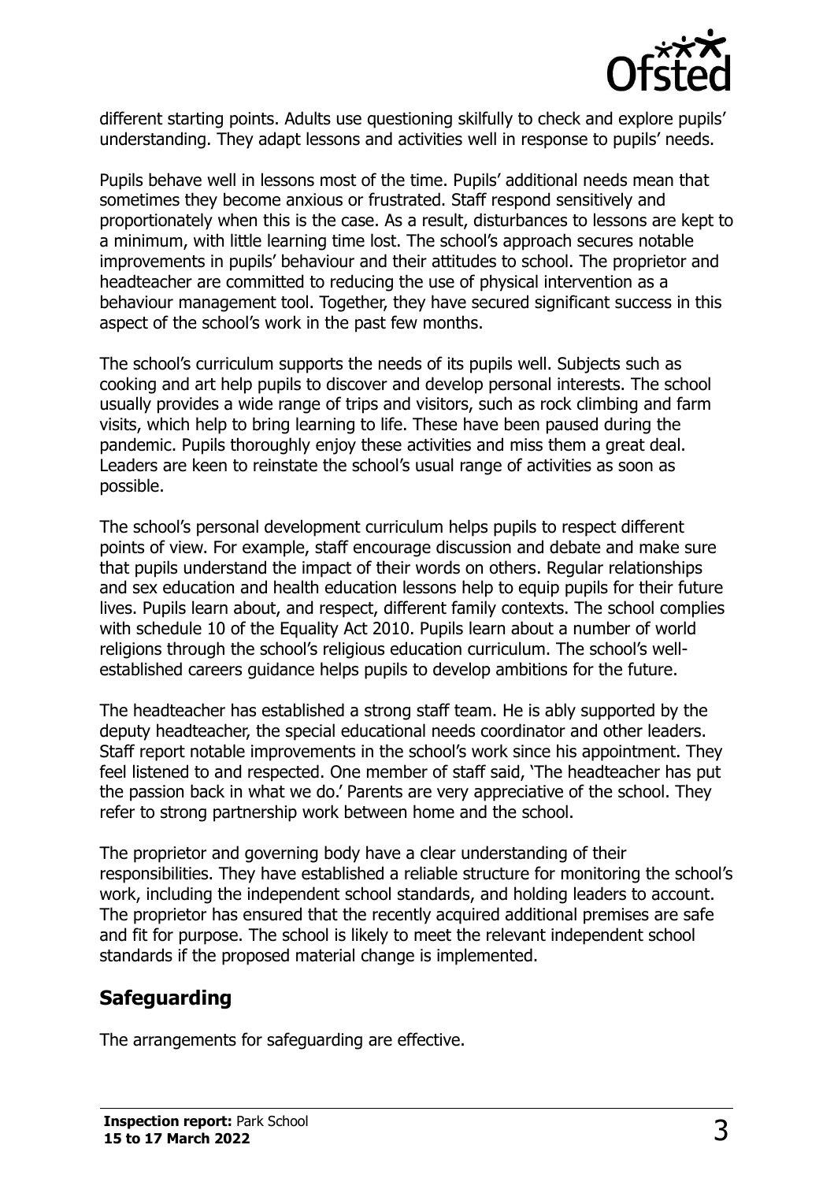different starting points. Adults use questioning skilfully to check and explore pupils' understanding. They adapt lessons and activities well in response to pupils' needs.

Pupils behave well in lessons most of the time. Pupils' additional needs mean that sometimes they become anxious or frustrated. Staff respond sensitively and proportionately when this is the case. As a result, disturbances to lessons are kept to a minimum, with little learning time lost. The school's approach secures notable improvements in pupils' behaviour and their attitudes to school. The proprietor and headteacher are committed to reducing the use of physical intervention as a behaviour management tool. Together, they have secured significant success in this aspect of the school's work in the past few months.

The school's curriculum supports the needs of its pupils well. Subjects such as cooking and art help pupils to discover and develop personal interests. The school usually provides a wide range of trips and visitors, such as rock climbing and farm visits, which help to bring learning to life. These have been paused during the pandemic. Pupils thoroughly enjoy these activities and miss them a great deal. Leaders are keen to reinstate the school's usual range of activities as soon as possible.

The school's personal development curriculum helps pupils to respect different points of view. For example, staff encourage discussion and debate and make sure that pupils understand the impact of their words on others. Regular relationships and sex education and health education lessons help to equip pupils for their future lives. Pupils learn about, and respect, different family contexts. The school complies with schedule 10 of the Equality Act 2010. Pupils learn about a number of world religions through the school's religious education curriculum. The school's well-established careers guidance helps pupils to develop ambitions for the future.

The headteacher has established a strong staff team. He is ably supported by the deputy headteacher, the special educational needs coordinator and other leaders. Staff report notable improvements in the school's work since his appointment. They feel listened to and respected. One member of staff said, 'The headteacher has put the passion back in what we do.' Parents are very appreciative of the school. They refer to strong partnership work between home and the school.

The proprietor and governing body have a clear understanding of their responsibilities. They have established a reliable structure for monitoring the school's work, including the independent school standards, and holding leaders to account. The proprietor has ensured that the recently acquired additional premises are safe and fit for purpose. The school is likely to meet the relevant independent school standards if the proposed material change is implemented.

## Safeguarding

The arrangements for safeguarding are effective.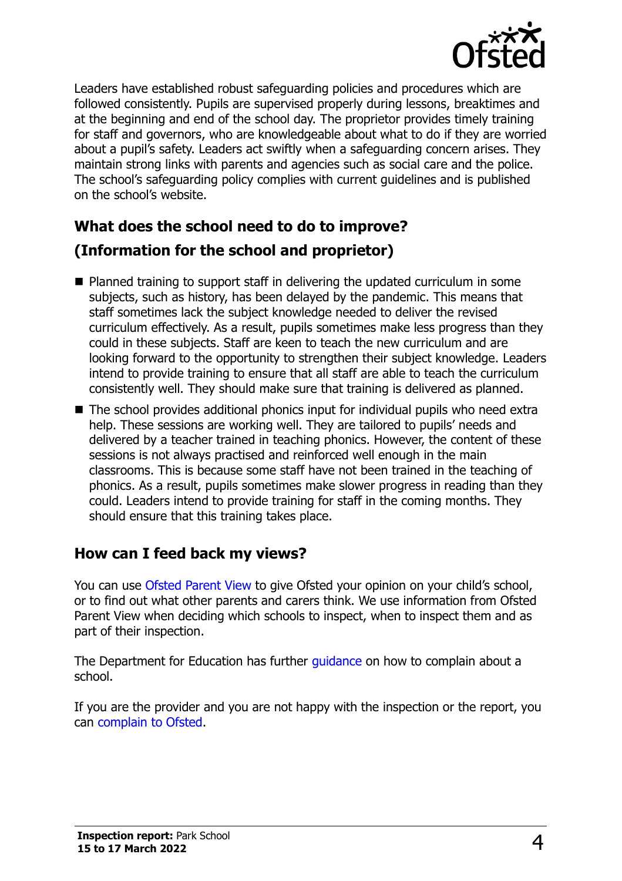Leaders have established robust safeguarding policies and procedures which are followed consistently. Pupils are supervised properly during lessons, breaktimes and at the beginning and end of the school day. The proprietor provides timely training for staff and governors, who are knowledgeable about what to do if they are worried about a pupil's safety. Leaders act swiftly when a safeguarding concern arises. They maintain strong links with parents and agencies such as social care and the police. The school's safeguarding policy complies with current guidelines and is published on the school's website.

## What does the school need to do to improve?

## (Information for the school and proprietor)

- Planned training to support staff in delivering the updated curriculum in some subjects, such as history, has been delayed by the pandemic. This means that staff sometimes lack the subject knowledge needed to deliver the revised curriculum effectively. As a result, pupils sometimes make less progress than they could in these subjects. Staff are keen to teach the new curriculum and are looking forward to the opportunity to strengthen their subject knowledge. Leaders intend to provide training to ensure that all staff are able to teach the curriculum consistently well. They should make sure that training is delivered as planned.
- The school provides additional phonics input for individual pupils who need extra help. These sessions are working well. They are tailored to pupils' needs and delivered by a teacher trained in teaching phonics. However, the content of these sessions is not always practised and reinforced well enough in the main classrooms. This is because some staff have not been trained in the teaching of phonics. As a result, pupils sometimes make slower progress in reading than they could. Leaders intend to provide training for staff in the coming months. They should ensure that this training takes place.

## How can I feed back my views?

You can use Ofsted Parent View to give Ofsted your opinion on your child's school, or to find out what other parents and carers think. We use information from Ofsted Parent View when deciding which schools to inspect, when to inspect them and as part of their inspection.

The Department for Education has further guidance on how to complain about a school.

If you are the provider and you are not happy with the inspection or the report, you can complain to Ofsted.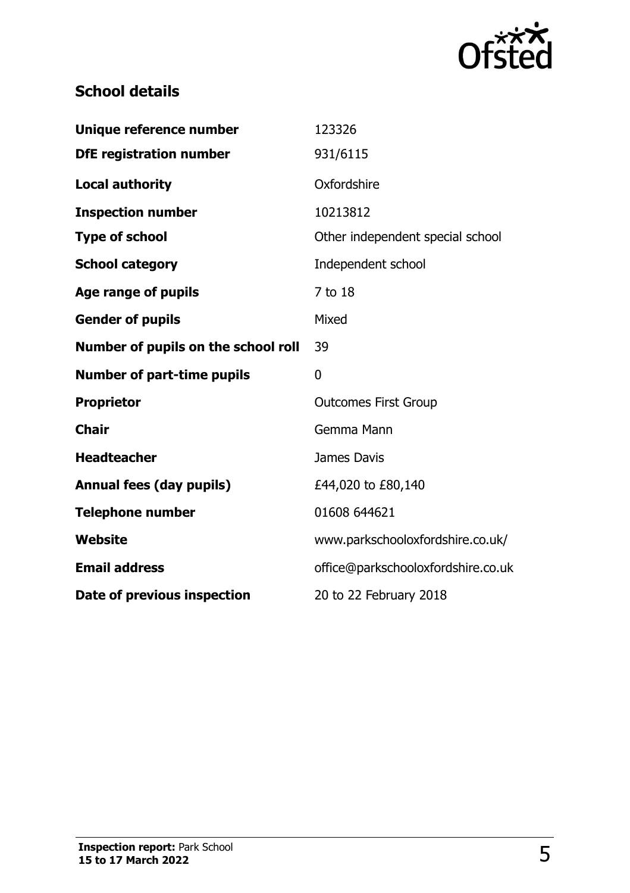## School details

| | |
|---|---|
| **Unique reference number** | 123326 |
| **DfE registration number** | 931/6115 |
| **Local authority** | Oxfordshire |
| **Inspection number** | 10213812 |
| **Type of school** | Other independent special school |
| **School category** | Independent school |
| **Age range of pupils** | 7 to 18 |
| **Gender of pupils** | Mixed |
| **Number of pupils on the school roll** | 39 |
| **Number of part-time pupils** | 0 |
| **Proprietor** | Outcomes First Group |
| **Chair** | Gemma Mann |
| **Headteacher** | James Davis |
| **Annual fees (day pupils)** | £44,020 to £80,140 |
| **Telephone number** | 01608 644621 |
| **Website** | www.parkschooloxfordshire.co.uk/ |
| **Email address** | office@parkschooloxfordshire.co.uk |
| **Date of previous inspection** | 20 to 22 February 2018 |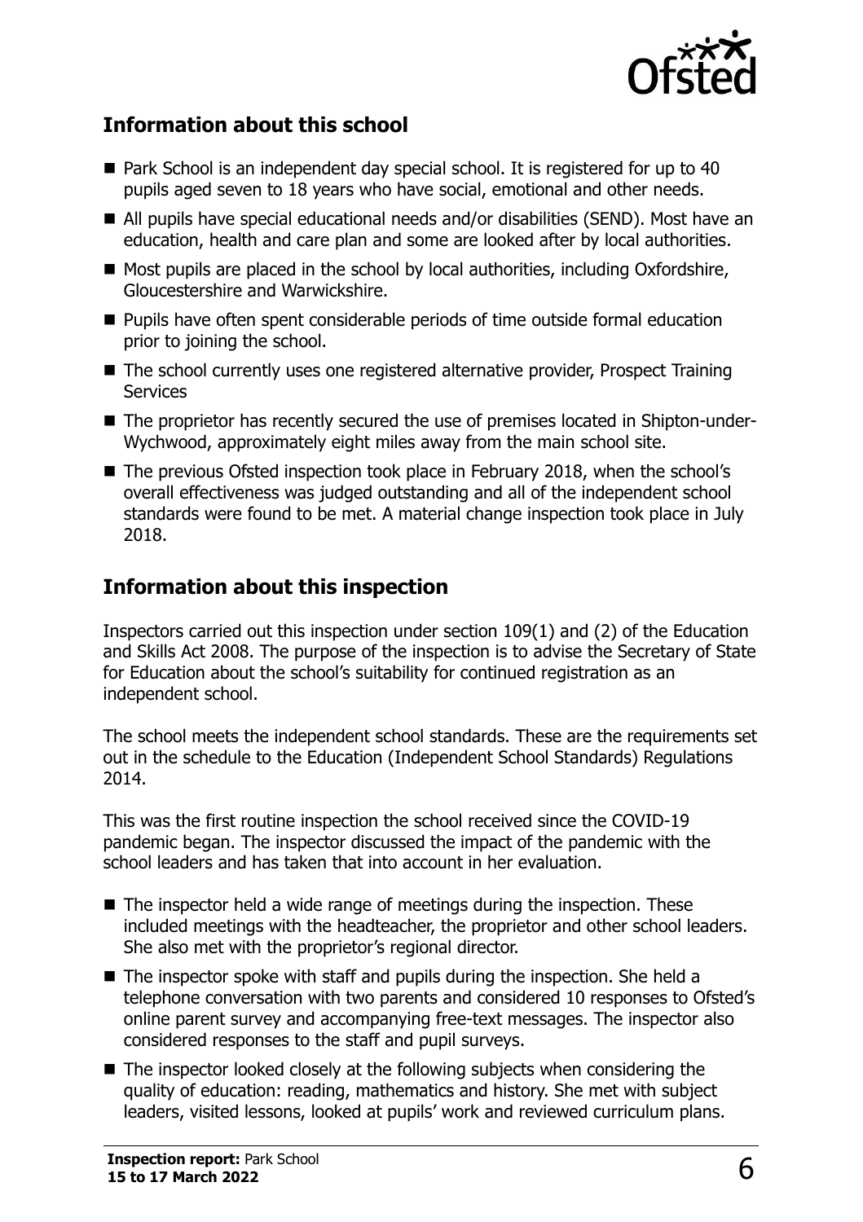## Information about this school

- Park School is an independent day special school. It is registered for up to 40 pupils aged seven to 18 years who have social, emotional and other needs.
- All pupils have special educational needs and/or disabilities (SEND). Most have an education, health and care plan and some are looked after by local authorities.
- Most pupils are placed in the school by local authorities, including Oxfordshire, Gloucestershire and Warwickshire.
- Pupils have often spent considerable periods of time outside formal education prior to joining the school.
- The school currently uses one registered alternative provider, Prospect Training Services
- The proprietor has recently secured the use of premises located in Shipton-under-Wychwood, approximately eight miles away from the main school site.
- The previous Ofsted inspection took place in February 2018, when the school's overall effectiveness was judged outstanding and all of the independent school standards were found to be met. A material change inspection took place in July 2018.

## Information about this inspection

Inspectors carried out this inspection under section 109(1) and (2) of the Education and Skills Act 2008. The purpose of the inspection is to advise the Secretary of State for Education about the school's suitability for continued registration as an independent school.

The school meets the independent school standards. These are the requirements set out in the schedule to the Education (Independent School Standards) Regulations 2014.

This was the first routine inspection the school received since the COVID-19 pandemic began. The inspector discussed the impact of the pandemic with the school leaders and has taken that into account in her evaluation.

- The inspector held a wide range of meetings during the inspection. These included meetings with the headteacher, the proprietor and other school leaders. She also met with the proprietor's regional director.
- The inspector spoke with staff and pupils during the inspection. She held a telephone conversation with two parents and considered 10 responses to Ofsted's online parent survey and accompanying free-text messages. The inspector also considered responses to the staff and pupil surveys.
- The inspector looked closely at the following subjects when considering the quality of education: reading, mathematics and history. She met with subject leaders, visited lessons, looked at pupils' work and reviewed curriculum plans.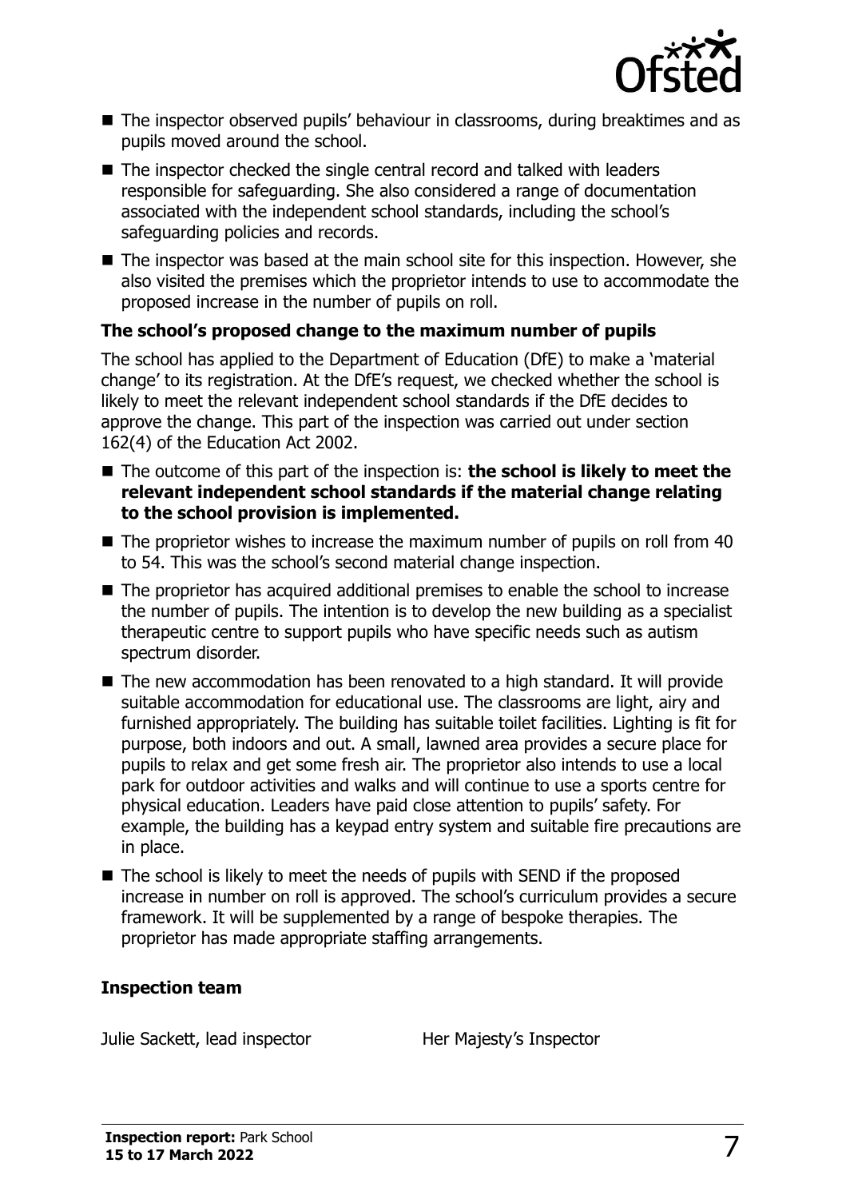- The inspector observed pupils' behaviour in classrooms, during breaktimes and as pupils moved around the school.
- The inspector checked the single central record and talked with leaders responsible for safeguarding. She also considered a range of documentation associated with the independent school standards, including the school's safeguarding policies and records.
- The inspector was based at the main school site for this inspection. However, she also visited the premises which the proprietor intends to use to accommodate the proposed increase in the number of pupils on roll.

**The school's proposed change to the maximum number of pupils**

The school has applied to the Department of Education (DfE) to make a 'material change' to its registration. At the DfE's request, we checked whether the school is likely to meet the relevant independent school standards if the DfE decides to approve the change. This part of the inspection was carried out under section 162(4) of the Education Act 2002.

- The outcome of this part of the inspection is: **the school is likely to meet the relevant independent school standards if the material change relating to the school provision is implemented.**
- The proprietor wishes to increase the maximum number of pupils on roll from 40 to 54. This was the school's second material change inspection.
- The proprietor has acquired additional premises to enable the school to increase the number of pupils. The intention is to develop the new building as a specialist therapeutic centre to support pupils who have specific needs such as autism spectrum disorder.
- The new accommodation has been renovated to a high standard. It will provide suitable accommodation for educational use. The classrooms are light, airy and furnished appropriately. The building has suitable toilet facilities. Lighting is fit for purpose, both indoors and out. A small, lawned area provides a secure place for pupils to relax and get some fresh air. The proprietor also intends to use a local park for outdoor activities and walks and will continue to use a sports centre for physical education. Leaders have paid close attention to pupils' safety. For example, the building has a keypad entry system and suitable fire precautions are in place.
- The school is likely to meet the needs of pupils with SEND if the proposed increase in number on roll is approved. The school's curriculum provides a secure framework. It will be supplemented by a range of bespoke therapies. The proprietor has made appropriate staffing arrangements.

**Inspection team**

| | |
|---|---|
| Julie Sackett, lead inspector | Her Majesty's Inspector |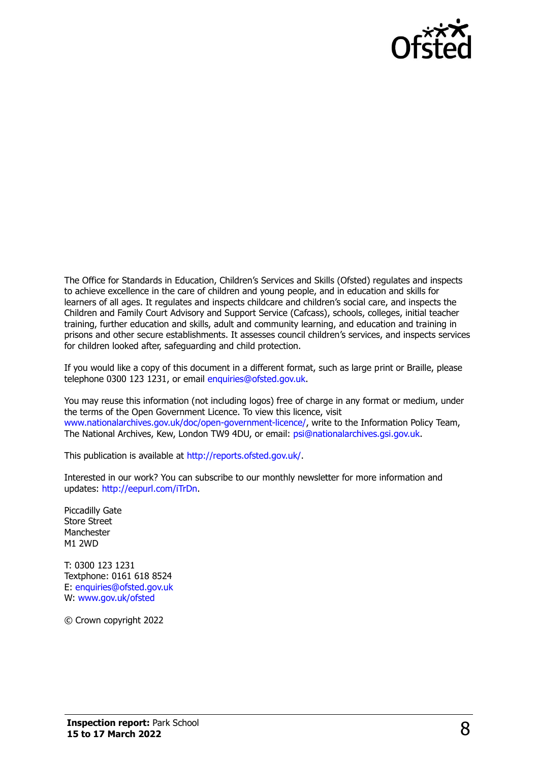The Office for Standards in Education, Children's Services and Skills (Ofsted) regulates and inspects to achieve excellence in the care of children and young people, and in education and skills for learners of all ages. It regulates and inspects childcare and children's social care, and inspects the Children and Family Court Advisory and Support Service (Cafcass), schools, colleges, initial teacher training, further education and skills, adult and community learning, and education and training in prisons and other secure establishments. It assesses council children's services, and inspects services for children looked after, safeguarding and child protection.

If you would like a copy of this document in a different format, such as large print or Braille, please telephone 0300 123 1231, or email enquiries@ofsted.gov.uk.

You may reuse this information (not including logos) free of charge in any format or medium, under the terms of the Open Government Licence. To view this licence, visit www.nationalarchives.gov.uk/doc/open-government-licence/, write to the Information Policy Team, The National Archives, Kew, London TW9 4DU, or email: psi@nationalarchives.gsi.gov.uk.

This publication is available at http://reports.ofsted.gov.uk/.

Interested in our work? You can subscribe to our monthly newsletter for more information and updates: http://eepurl.com/iTrDn.

Piccadilly Gate  
Store Street  
Manchester  
M1 2WD

T: 0300 123 1231  
Textphone: 0161 618 8524  
E: enquiries@ofsted.gov.uk  
W: www.gov.uk/ofsted

© Crown copyright 2022